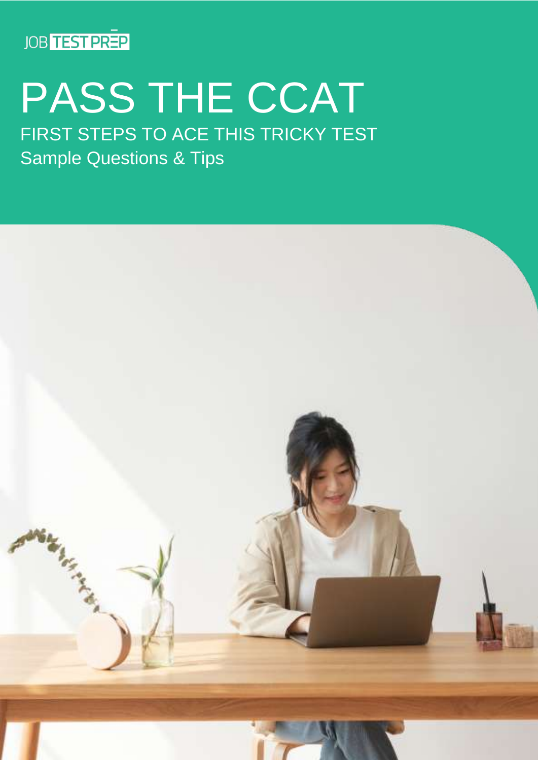JOB TEST PREP

# PASS THE CCAT

## FIRST STEPS TO ACE THIS TRICKY TEST

Sample Questions & Tips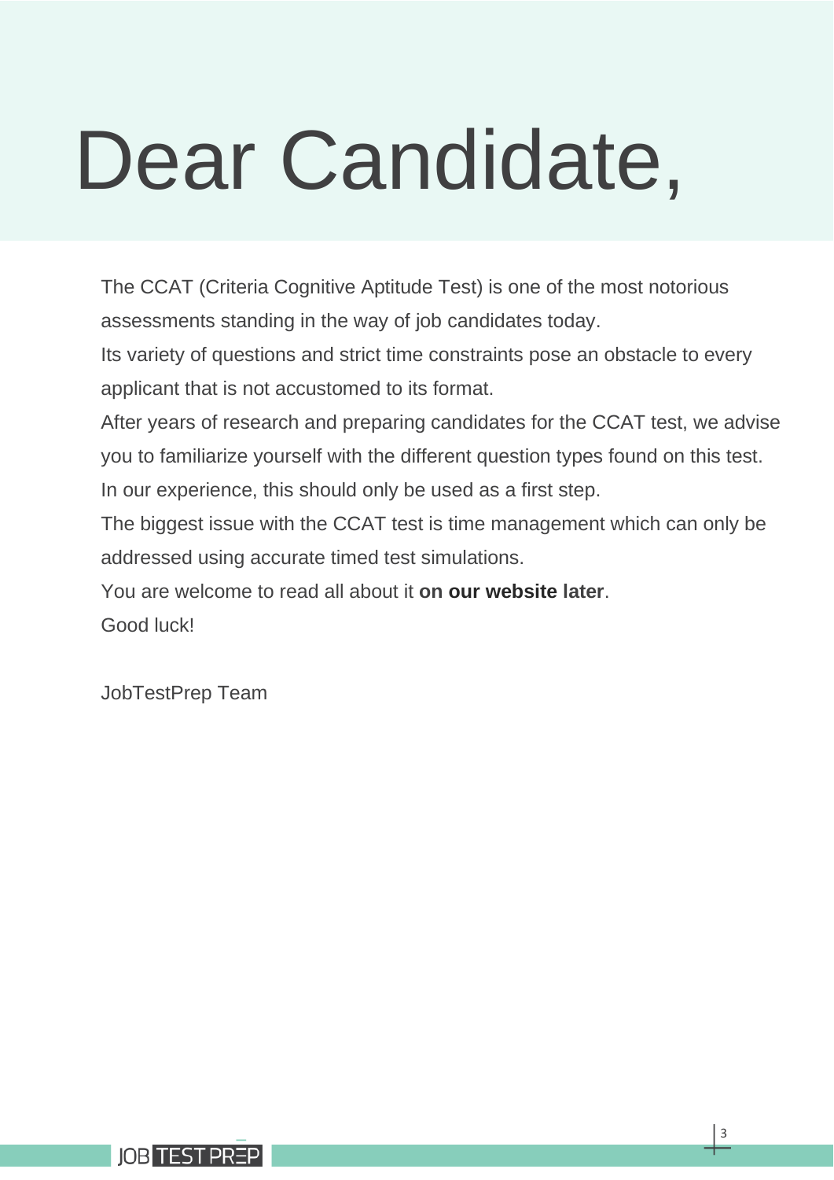# Dear Candidate,

The CCAT (Criteria Cognitive Aptitude Test) is one of the most notorious assessments standing in the way of job candidates today.

Its variety of questions and strict time constraints pose an obstacle to every applicant that is not accustomed to its format.

After years of research and preparing candidates for the CCAT test, we advise you to familiarize yourself with the different question types found on this test.

In our experience, this should only be used as a first step.

The biggest issue with the CCAT test is time management which can only be addressed using accurate timed test simulations.

You are welcome to read all about it **on our website later**.

Good luck!

JobTestPrep Team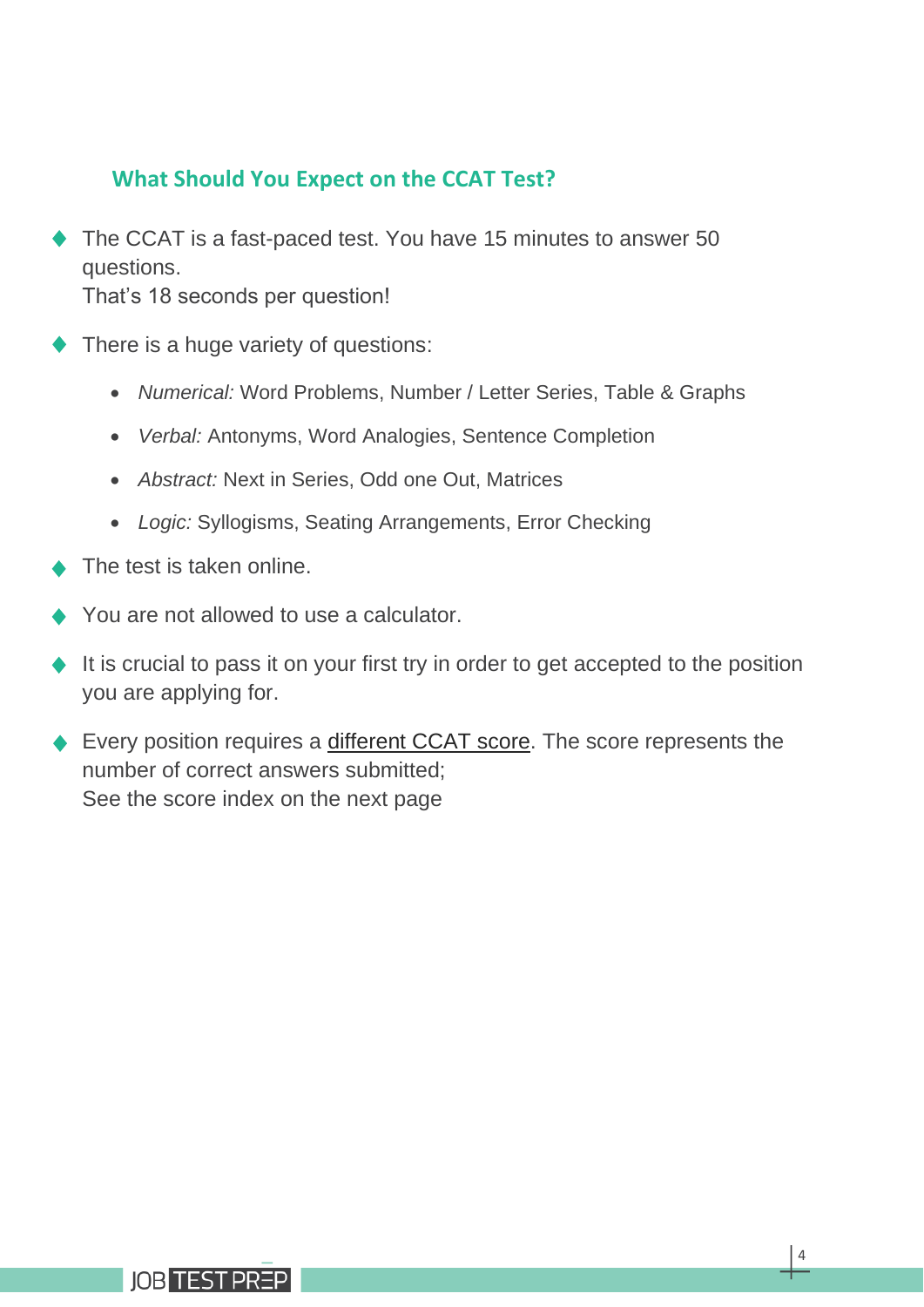## What Should You Expect on the CCAT Test?

- The CCAT is a fast-paced test. You have 15 minutes to answer 50 questions.
  That's 18 seconds per question!

- There is a huge variety of questions:

  - *Numerical:* Word Problems, Number / Letter Series, Table & Graphs
  - *Verbal:* Antonyms, Word Analogies, Sentence Completion
  - *Abstract:* Next in Series, Odd one Out, Matrices
  - *Logic:* Syllogisms, Seating Arrangements, Error Checking

- The test is taken online.

- You are not allowed to use a calculator.

- It is crucial to pass it on your first try in order to get accepted to the position you are applying for.

- Every position requires a different CCAT score. The score represents the number of correct answers submitted;
  See the score index on the next page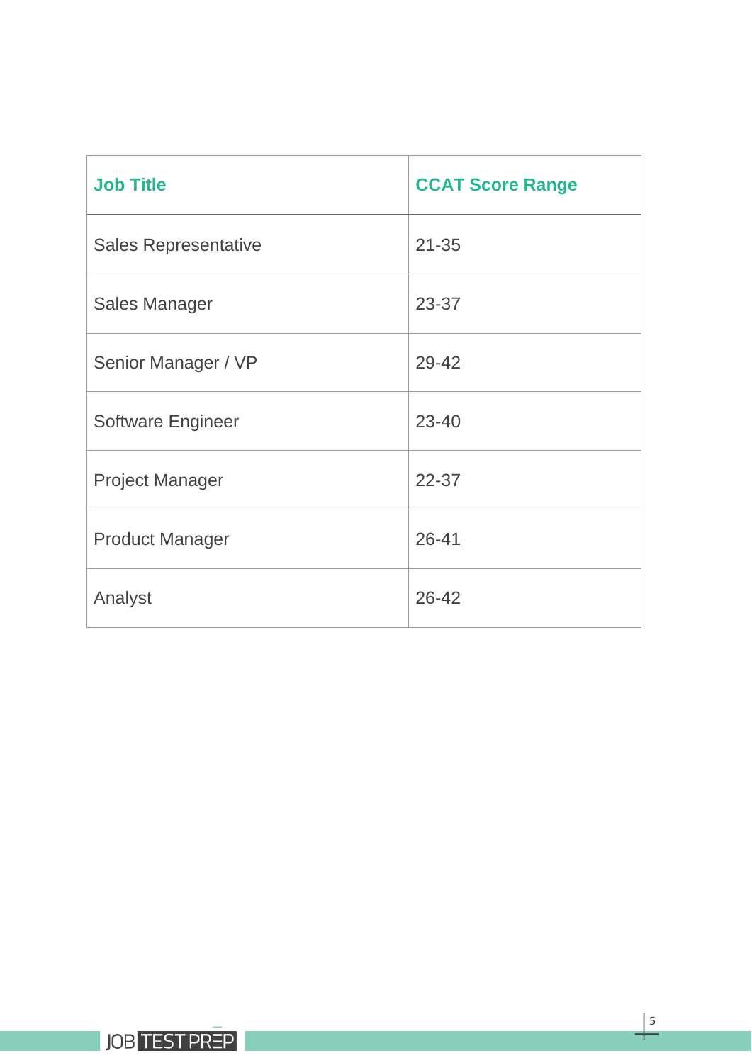| Job Title | CCAT Score Range |
|---|---|
| Sales Representative | 21-35 |
| Sales Manager | 23-37 |
| Senior Manager / VP | 29-42 |
| Software Engineer | 23-40 |
| Project Manager | 22-37 |
| Product Manager | 26-41 |
| Analyst | 26-42 |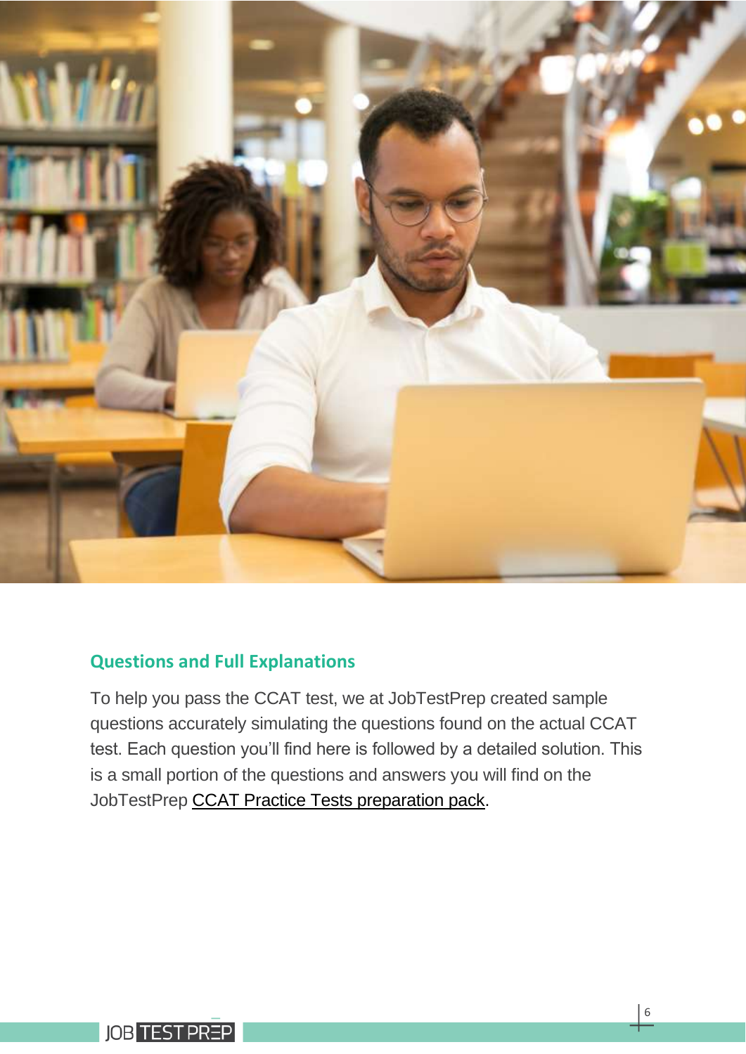## Questions and Full Explanations

To help you pass the CCAT test, we at JobTestPrep created sample questions accurately simulating the questions found on the actual CCAT test. Each question you'll find here is followed by a detailed solution. This is a small portion of the questions and answers you will find on the JobTestPrep CCAT Practice Tests preparation pack.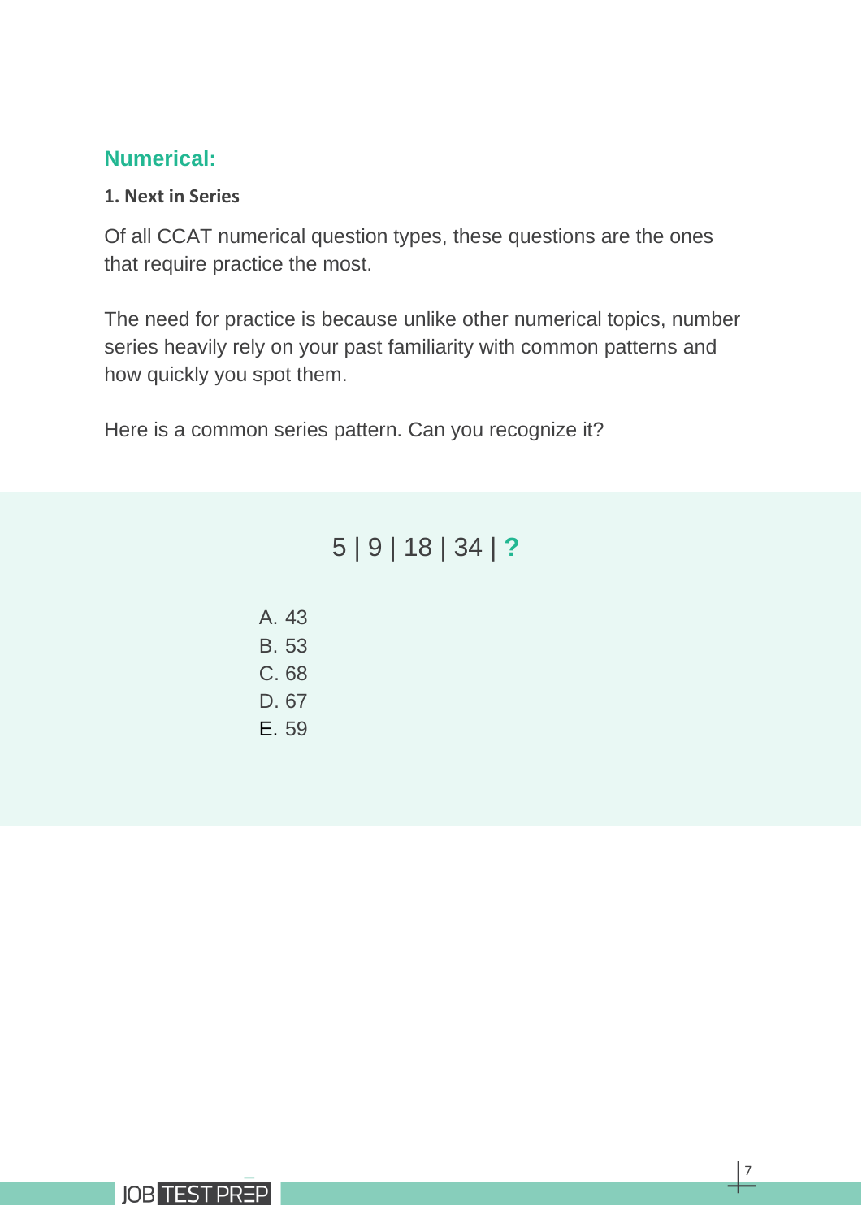## Numerical:

### 1. Next in Series

Of all CCAT numerical question types, these questions are the ones that require practice the most.

The need for practice is because unlike other numerical topics, number series heavily rely on your past familiarity with common patterns and how quickly you spot them.

Here is a common series pattern. Can you recognize it?

5 | 9 | 18 | 34 | **?**

A. 43
B. 53
C. 68
D. 67
E. 59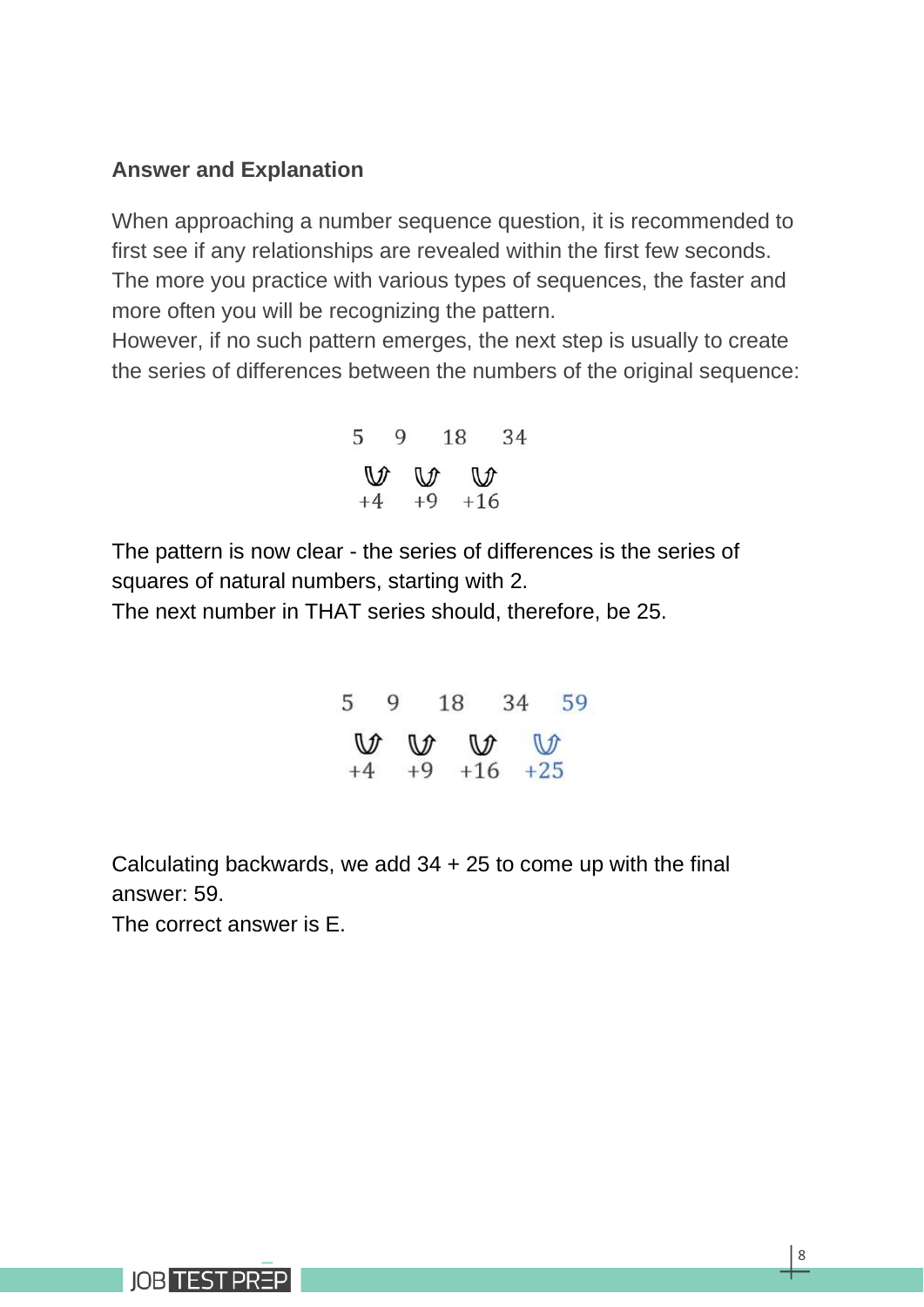**Answer and Explanation**

When approaching a number sequence question, it is recommended to first see if any relationships are revealed within the first few seconds. The more you practice with various types of sequences, the faster and more often you will be recognizing the pattern.
However, if no such pattern emerges, the next step is usually to create the series of differences between the numbers of the original sequence:

5    9    18    34
+4    +9    +16

The pattern is now clear - the series of differences is the series of squares of natural numbers, starting with 2.
The next number in THAT series should, therefore, be 25.

5    9    18    34    59
+4    +9    +16    +25

Calculating backwards, we add 34 + 25 to come up with the final answer: 59.
The correct answer is E.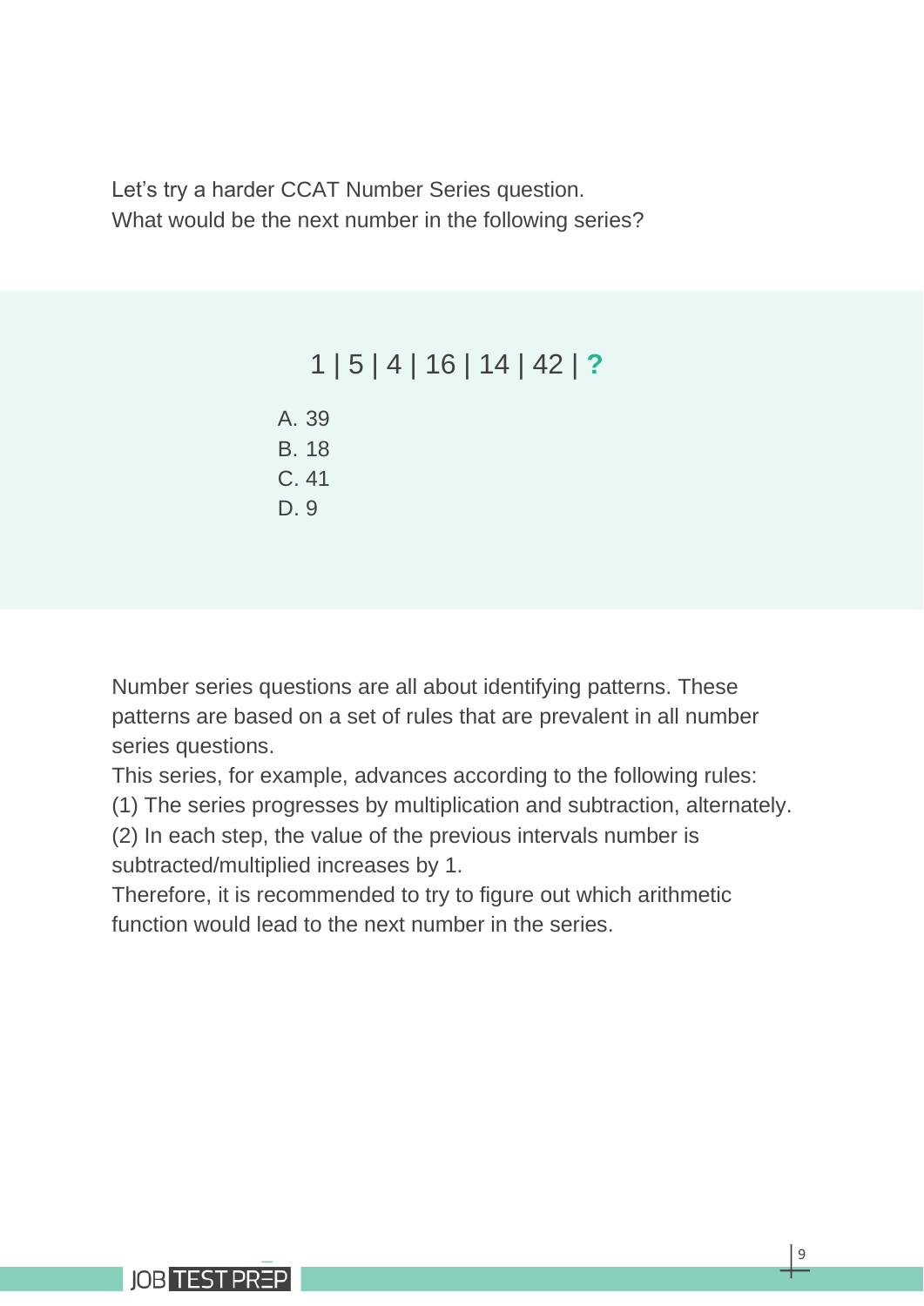Let’s try a harder CCAT Number Series question.
What would be the next number in the following series?

1 | 5 | 4 | 16 | 14 | 42 | **?**

A. 39
B. 18
C. 41
D. 9

Number series questions are all about identifying patterns. These patterns are based on a set of rules that are prevalent in all number series questions.
This series, for example, advances according to the following rules:
(1) The series progresses by multiplication and subtraction, alternately.
(2) In each step, the value of the previous intervals number is subtracted/multiplied increases by 1.
Therefore, it is recommended to try to figure out which arithmetic function would lead to the next number in the series.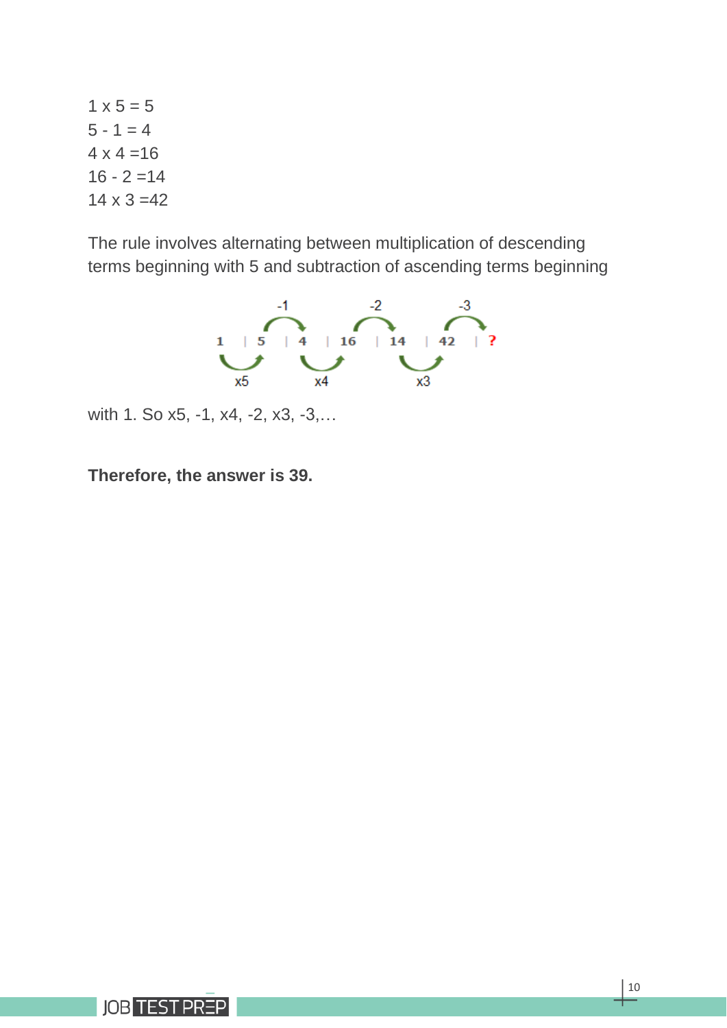1 x 5 = 5
5 - 1 = 4
4 x 4 =16
16 - 2 =14
14 x 3 =42

The rule involves alternating between multiplication of descending terms beginning with 5 and subtraction of ascending terms beginning

-1 -2 -3

1 | 5 | 4 | 16 | 14 | 42 | ?

x5 x4 x3

with 1. So x5, -1, x4, -2, x3, -3,…

**Therefore, the answer is 39.**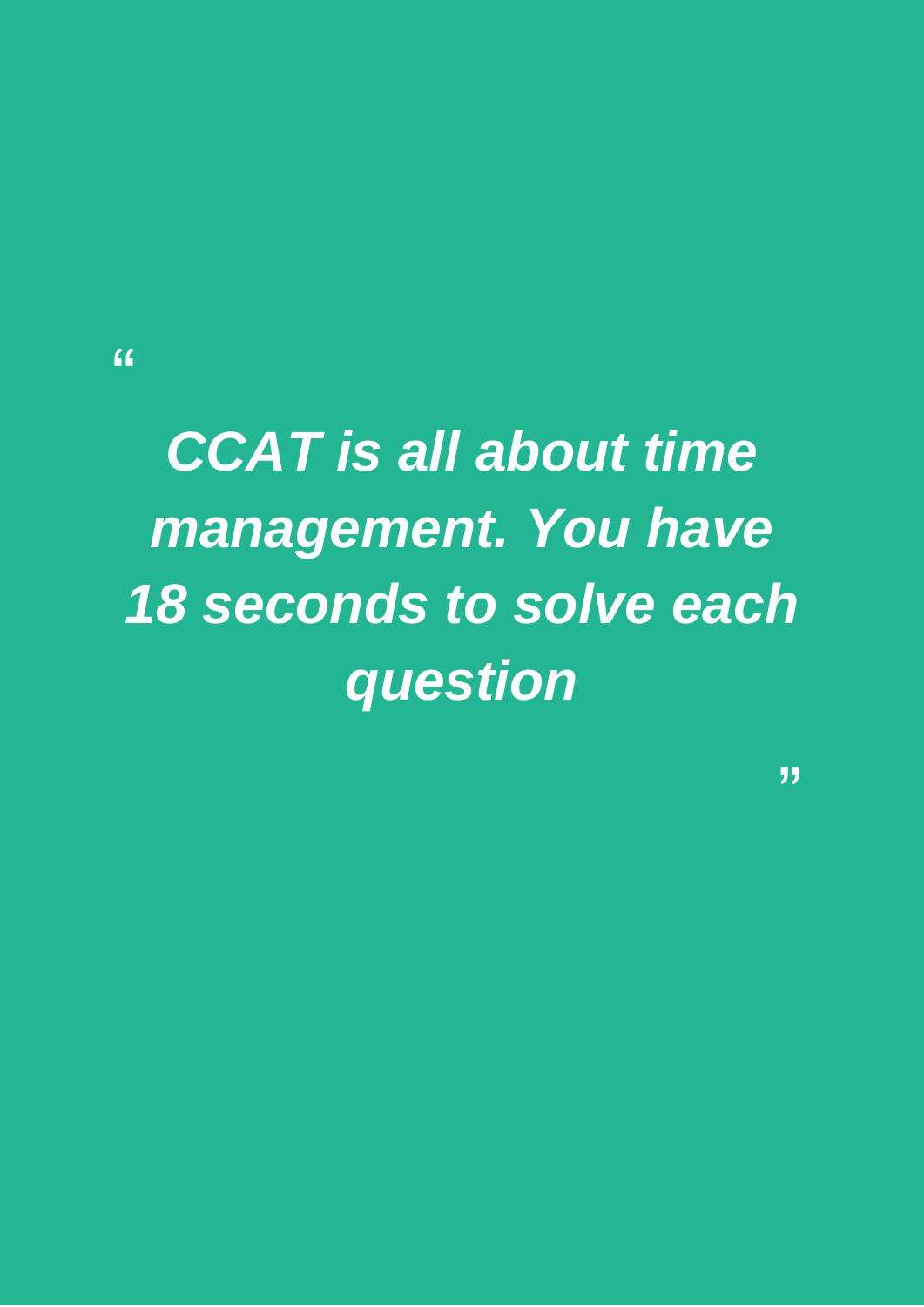> *"**CCAT is all about time management. You have 18 seconds to solve each question**"*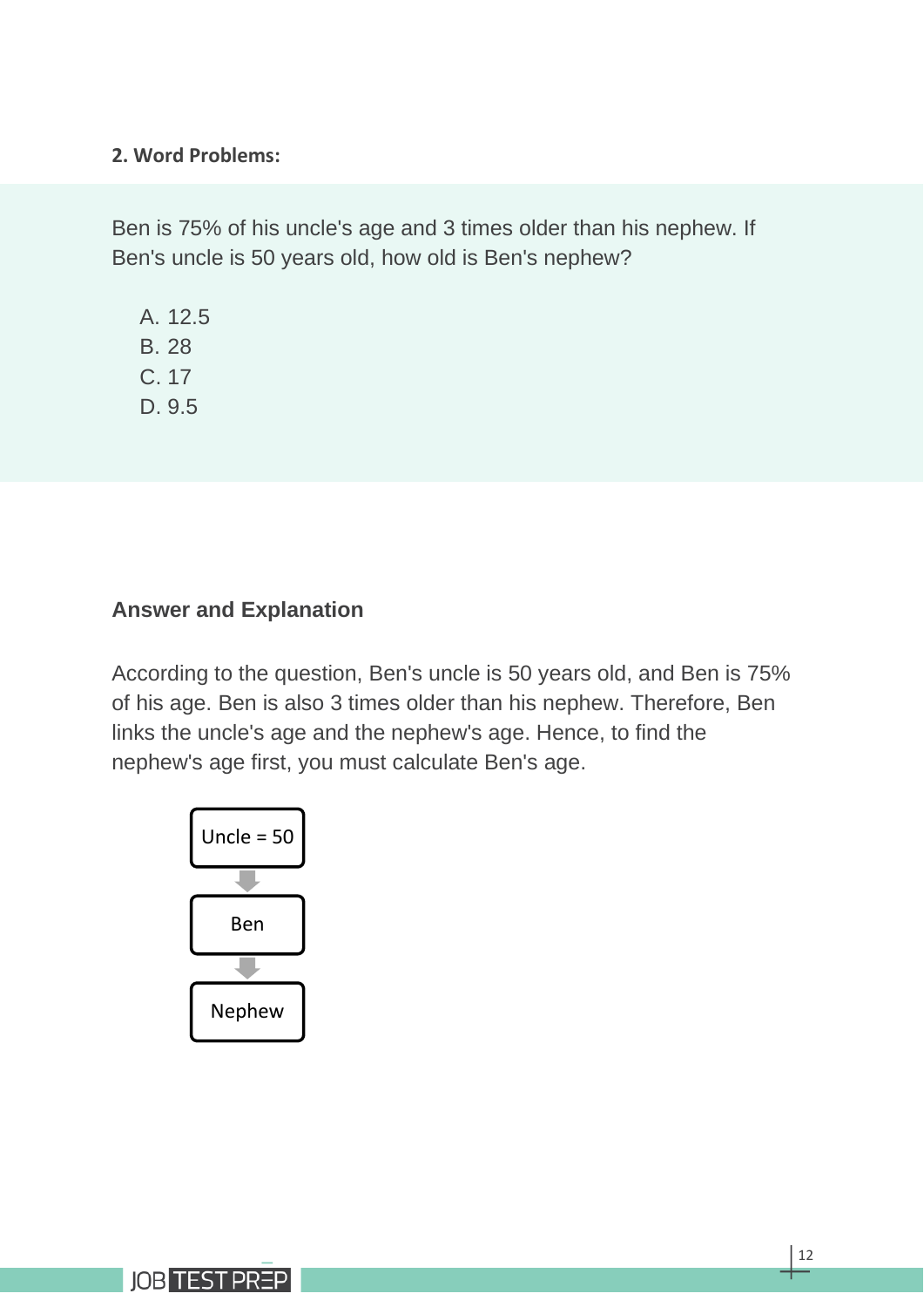**2. Word Problems:**

Ben is 75% of his uncle's age and 3 times older than his nephew. If Ben's uncle is 50 years old, how old is Ben's nephew?

A. 12.5
B. 28
C. 17
D. 9.5

### Answer and Explanation

According to the question, Ben's uncle is 50 years old, and Ben is 75% of his age. Ben is also 3 times older than his nephew. Therefore, Ben links the uncle's age and the nephew's age. Hence, to find the nephew's age first, you must calculate Ben's age.

Uncle = 50
↓
Ben
↓
Nephew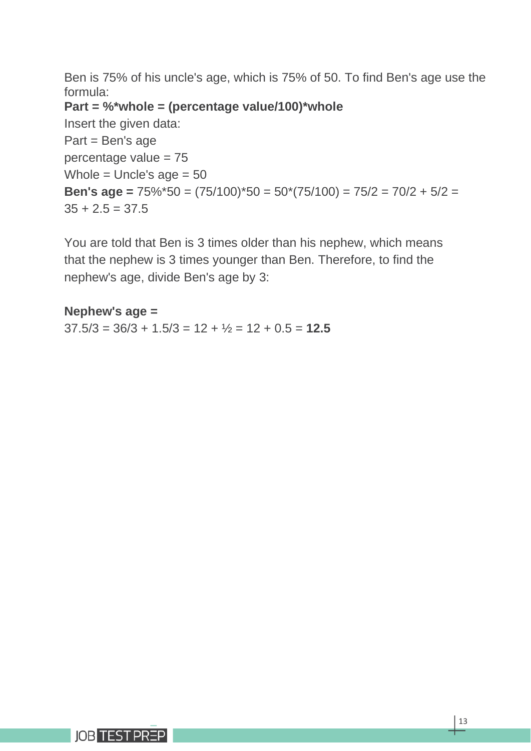Ben is 75% of his uncle's age, which is 75% of 50. To find Ben's age use the formula:

**Part = %*whole = (percentage value/100)*whole**

Insert the given data:

Part = Ben's age

percentage value = 75

Whole = Uncle's age = 50

**Ben's age =** $75\% * 50 = (75/100) * 50 = 50 * (75/100) = 75/2 = 70/2 + 5/2 = 35 + 2.5 = 37.5$

You are told that Ben is 3 times older than his nephew, which means that the nephew is 3 times younger than Ben. Therefore, to find the nephew's age, divide Ben's age by 3:

**Nephew's age =**

$37.5/3 = 36/3 + 1.5/3 = 12 + \frac{1}{2} = 12 + 0.5 =$ **12.5**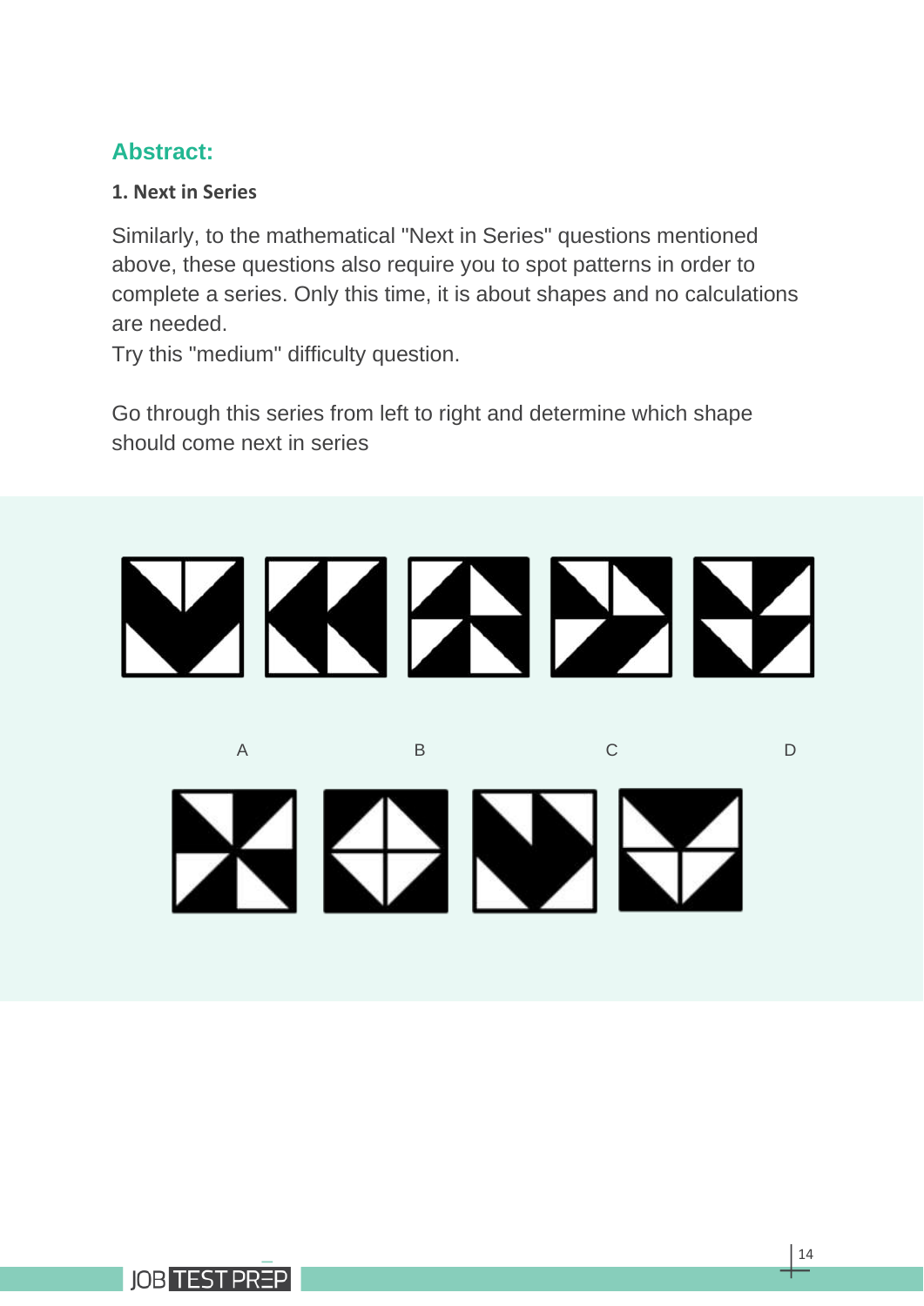## Abstract:

### 1. Next in Series

Similarly, to the mathematical "Next in Series" questions mentioned above, these questions also require you to spot patterns in order to complete a series. Only this time, it is about shapes and no calculations are needed.

Try this "medium" difficulty question.

Go through this series from left to right and determine which shape should come next in series

A B C D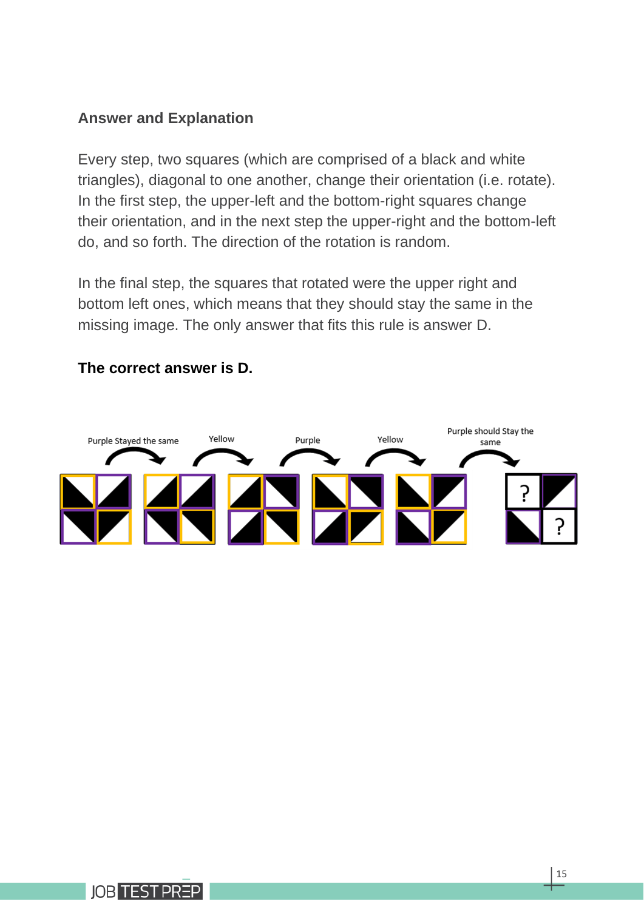**Answer and Explanation**

Every step, two squares (which are comprised of a black and white triangles), diagonal to one another, change their orientation (i.e. rotate). In the first step, the upper-left and the bottom-right squares change their orientation, and in the next step the upper-right and the bottom-left do, and so forth. The direction of the rotation is random.

In the final step, the squares that rotated were the upper right and bottom left ones, which means that they should stay the same in the missing image. The only answer that fits this rule is answer D.

**The correct answer is D.**

Purple Stayed the same    Yellow    Purple    Yellow    Purple should Stay the same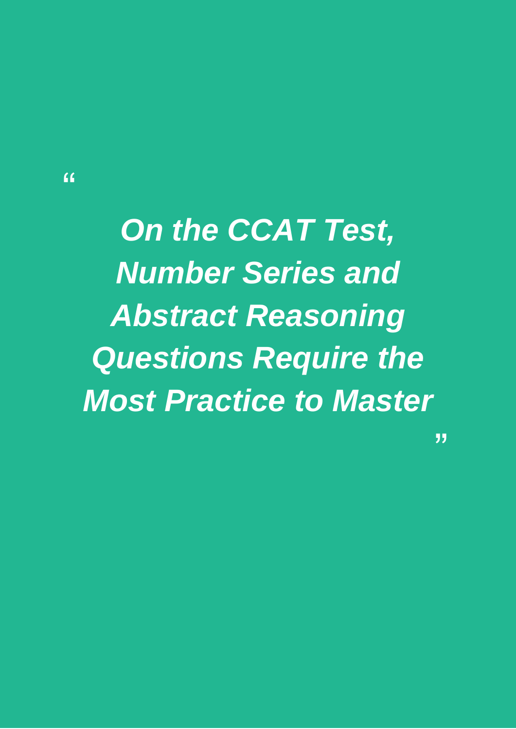“

***On the CCAT Test, Number Series and Abstract Reasoning Questions Require the Most Practice to Master***

”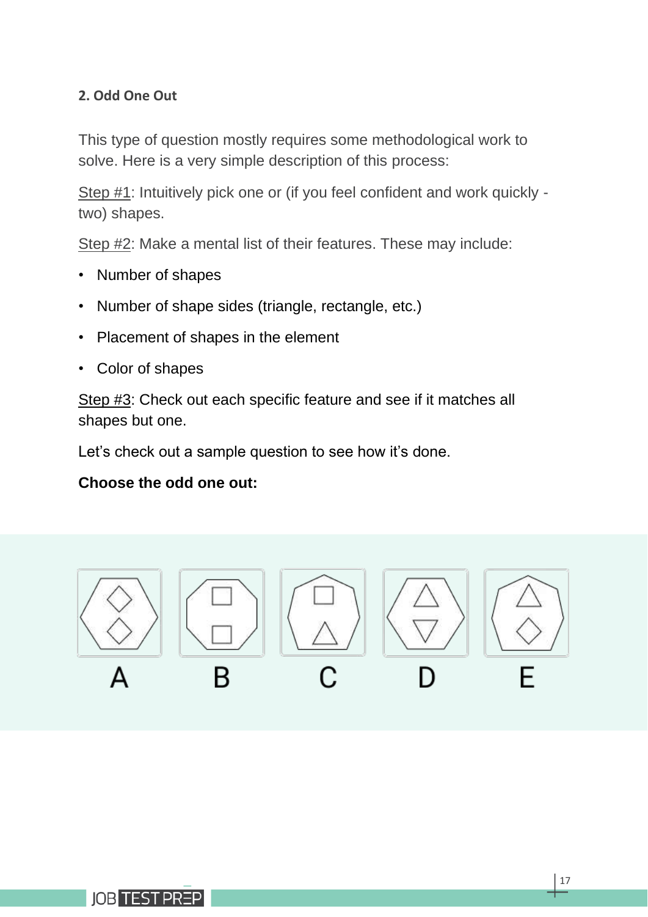## 2. Odd One Out

This type of question mostly requires some methodological work to solve. Here is a very simple description of this process:

Step #1: Intuitively pick one or (if you feel confident and work quickly - two) shapes.

Step #2: Make a mental list of their features. These may include:

- Number of shapes
- Number of shape sides (triangle, rectangle, etc.)
- Placement of shapes in the element
- Color of shapes

Step #3: Check out each specific feature and see if it matches all shapes but one.

Let's check out a sample question to see how it's done.

**Choose the odd one out:**

A B C D E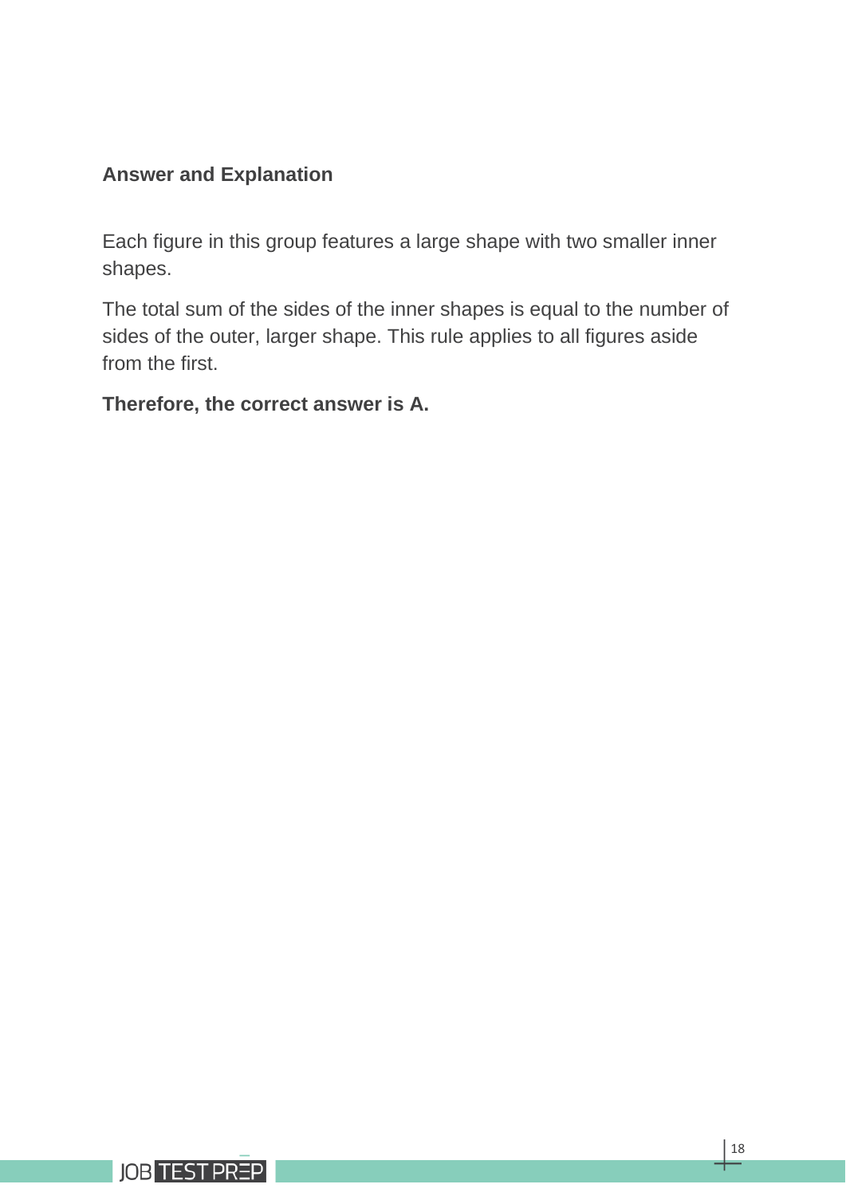**Answer and Explanation**

Each figure in this group features a large shape with two smaller inner shapes.

The total sum of the sides of the inner shapes is equal to the number of sides of the outer, larger shape. This rule applies to all figures aside from the first.

**Therefore, the correct answer is A.**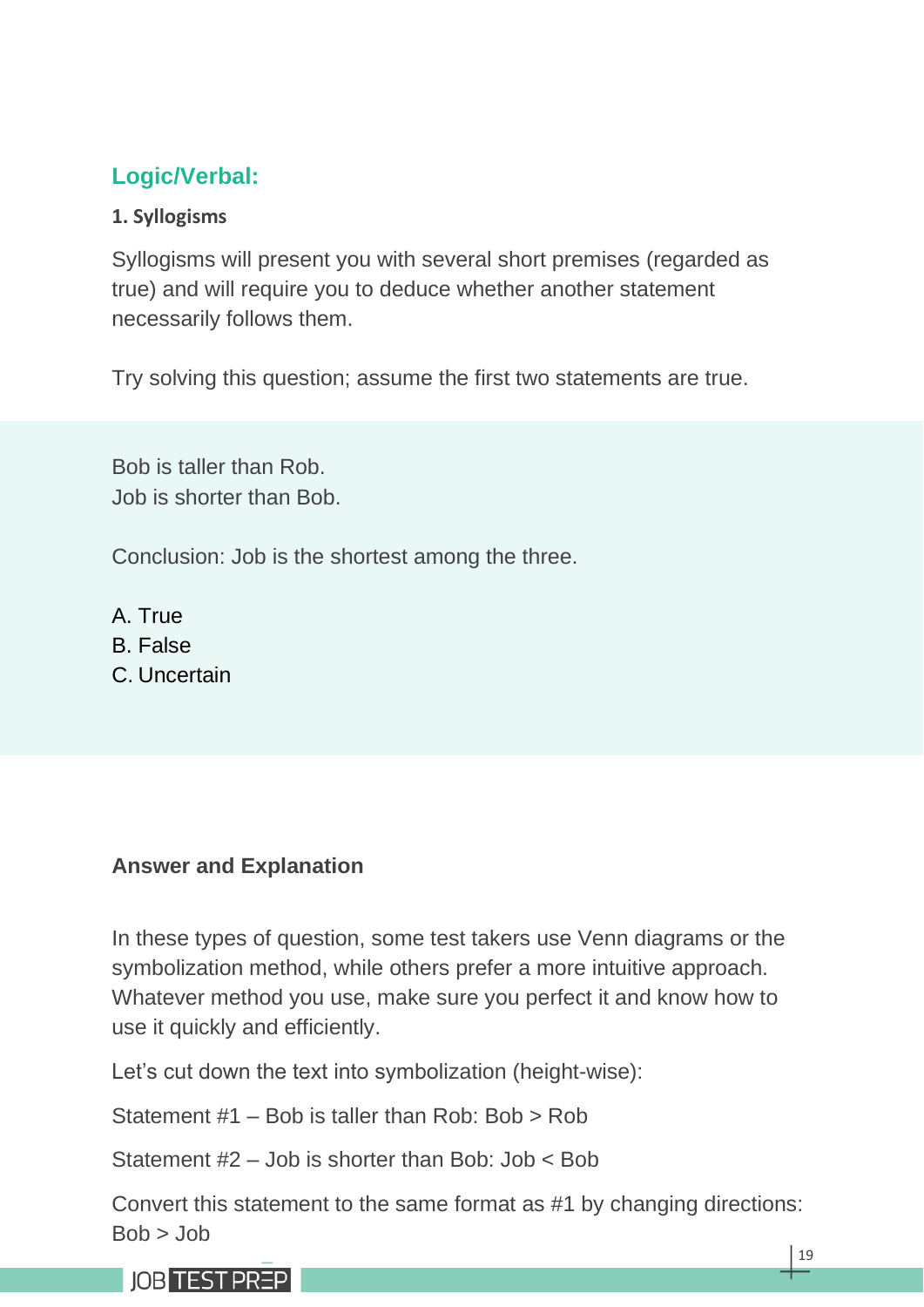## Logic/Verbal:

### 1. Syllogisms

Syllogisms will present you with several short premises (regarded as true) and will require you to deduce whether another statement necessarily follows them.

Try solving this question; assume the first two statements are true.

Bob is taller than Rob.
Job is shorter than Bob.

Conclusion: Job is the shortest among the three.

A. True
B. False
C. Uncertain

**Answer and Explanation**

In these types of question, some test takers use Venn diagrams or the symbolization method, while others prefer a more intuitive approach. Whatever method you use, make sure you perfect it and know how to use it quickly and efficiently.

Let's cut down the text into symbolization (height-wise):

Statement #1 – Bob is taller than Rob: Bob > Rob

Statement #2 – Job is shorter than Bob: Job < Bob

Convert this statement to the same format as #1 by changing directions: Bob > Job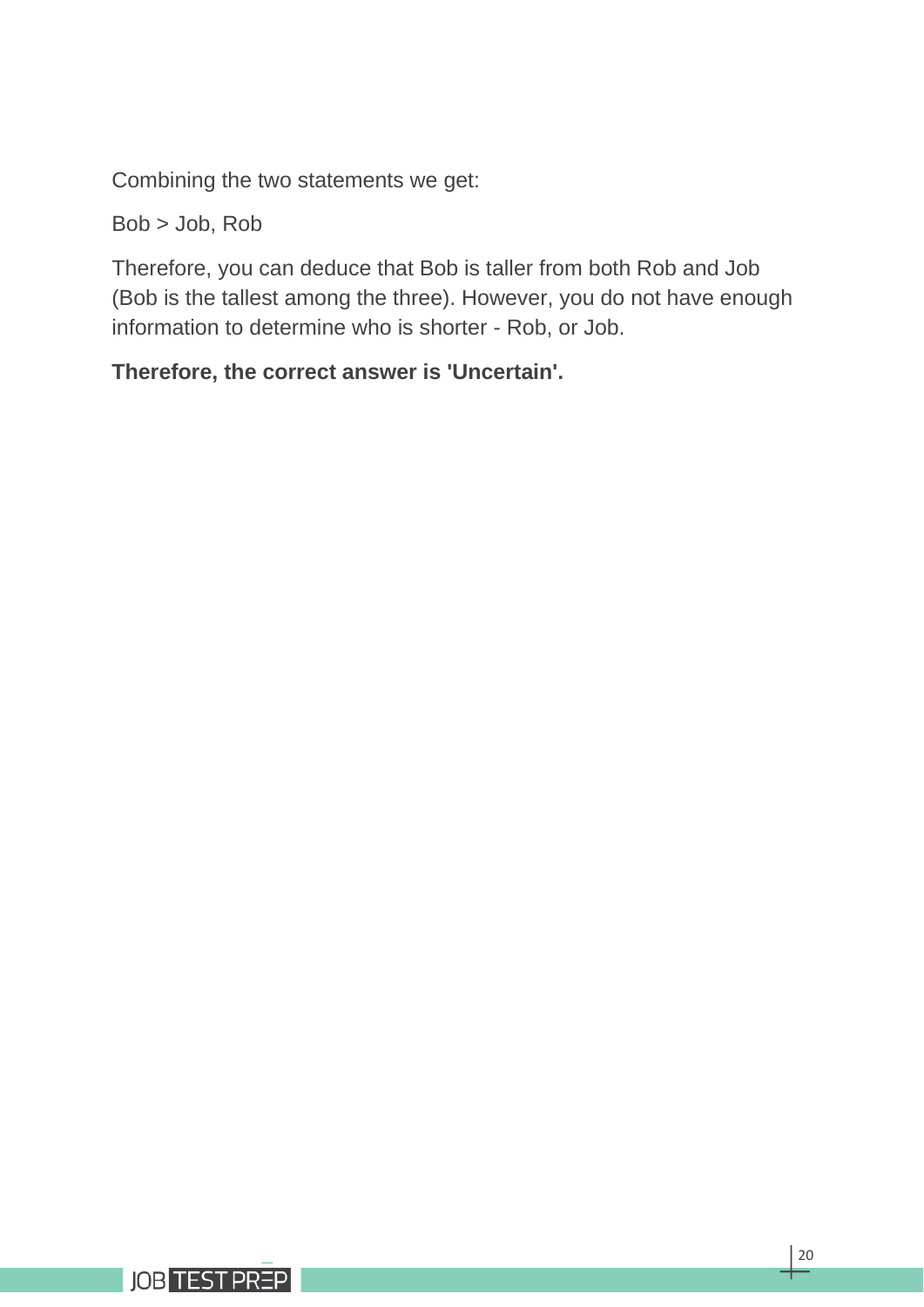Combining the two statements we get:

Bob > Job, Rob

Therefore, you can deduce that Bob is taller from both Rob and Job (Bob is the tallest among the three). However, you do not have enough information to determine who is shorter - Rob, or Job.

**Therefore, the correct answer is 'Uncertain'.**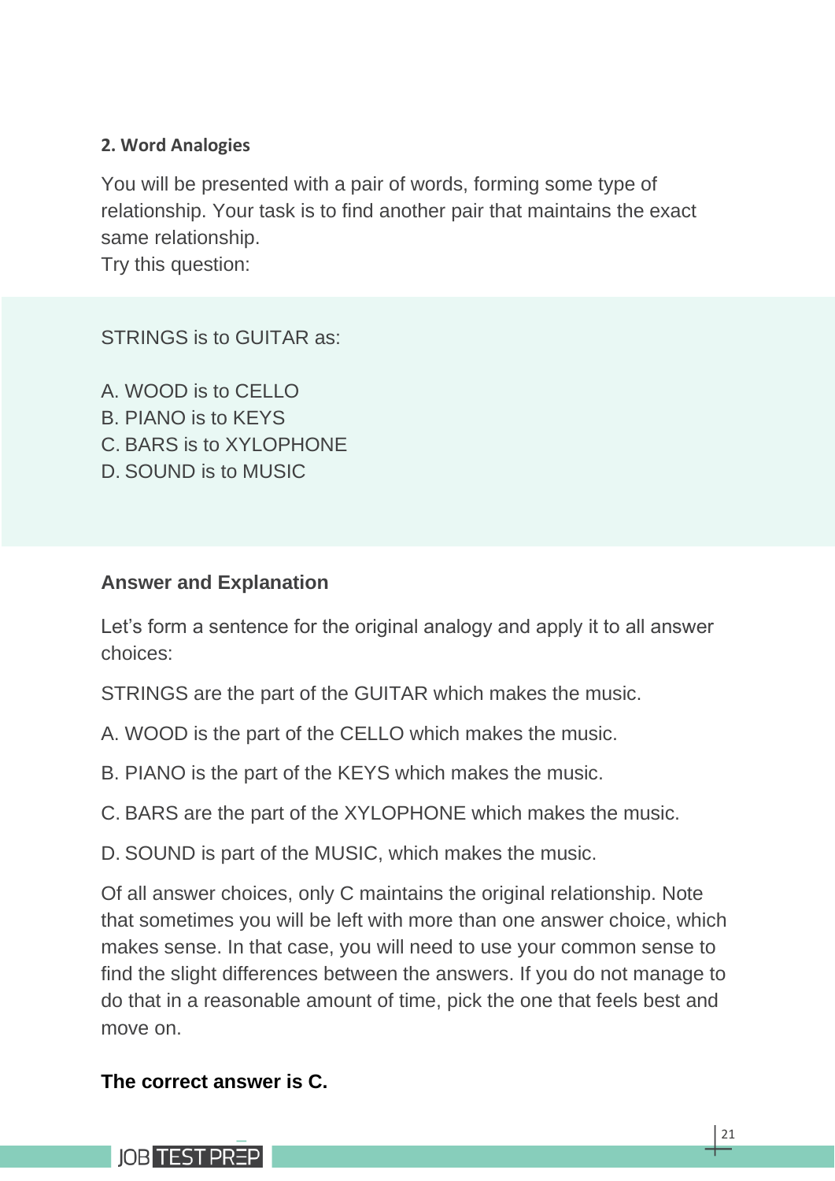## 2. Word Analogies

You will be presented with a pair of words, forming some type of relationship. Your task is to find another pair that maintains the exact same relationship.
Try this question:

STRINGS is to GUITAR as:

A. WOOD is to CELLO
B. PIANO is to KEYS
C. BARS is to XYLOPHONE
D. SOUND is to MUSIC

### Answer and Explanation

Let's form a sentence for the original analogy and apply it to all answer choices:

STRINGS are the part of the GUITAR which makes the music.

A. WOOD is the part of the CELLO which makes the music.

B. PIANO is the part of the KEYS which makes the music.

C. BARS are the part of the XYLOPHONE which makes the music.

D. SOUND is part of the MUSIC, which makes the music.

Of all answer choices, only C maintains the original relationship. Note that sometimes you will be left with more than one answer choice, which makes sense. In that case, you will need to use your common sense to find the slight differences between the answers. If you do not manage to do that in a reasonable amount of time, pick the one that feels best and move on.

**The correct answer is C.**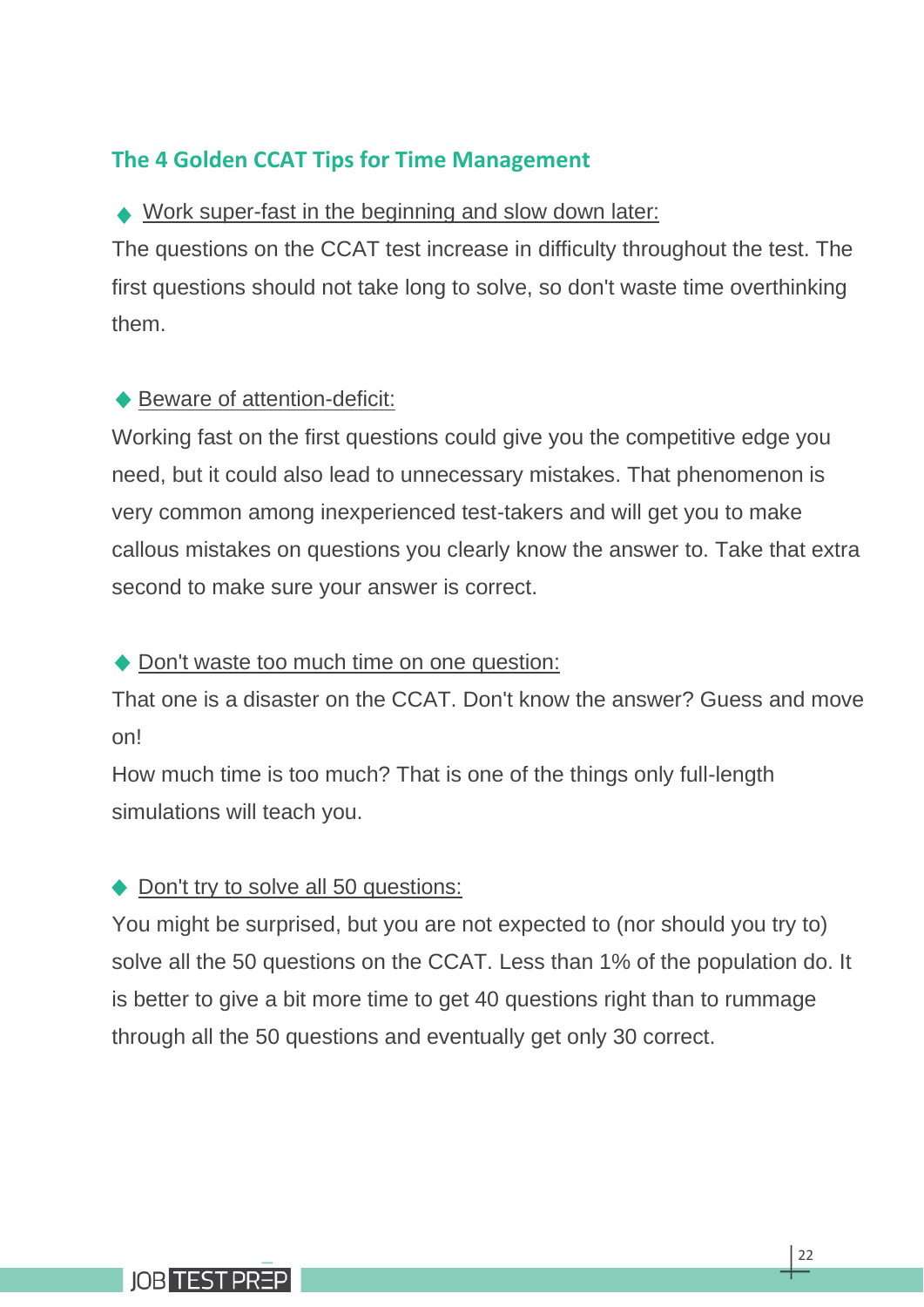## The 4 Golden CCAT Tips for Time Management

◆ <u>Work super-fast in the beginning and slow down later:</u>

The questions on the CCAT test increase in difficulty throughout the test. The first questions should not take long to solve, so don't waste time overthinking them.

◆ <u>Beware of attention-deficit:</u>

Working fast on the first questions could give you the competitive edge you need, but it could also lead to unnecessary mistakes. That phenomenon is very common among inexperienced test-takers and will get you to make callous mistakes on questions you clearly know the answer to. Take that extra second to make sure your answer is correct.

◆ <u>Don't waste too much time on one question:</u>

That one is a disaster on the CCAT. Don't know the answer? Guess and move on!

How much time is too much? That is one of the things only full-length simulations will teach you.

◆ <u>Don't try to solve all 50 questions:</u>

You might be surprised, but you are not expected to (nor should you try to) solve all the 50 questions on the CCAT. Less than 1% of the population do. It is better to give a bit more time to get 40 questions right than to rummage through all the 50 questions and eventually get only 30 correct.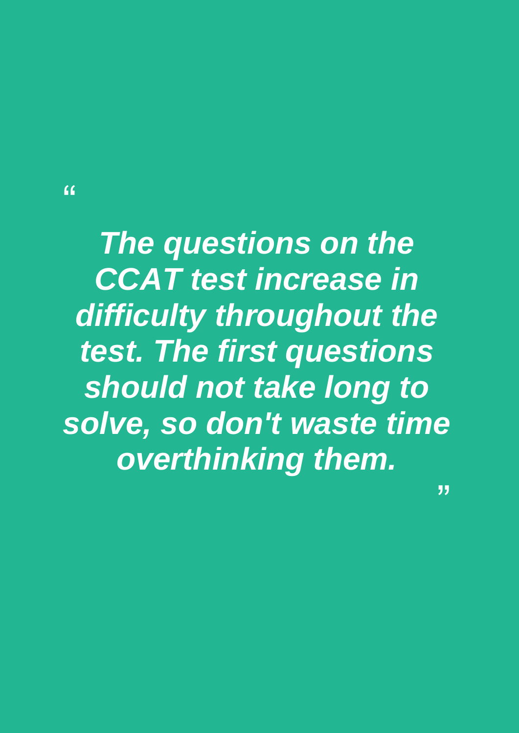> *The questions on the CCAT test increase in difficulty throughout the test. The first questions should not take long to solve, so don't waste time overthinking them.*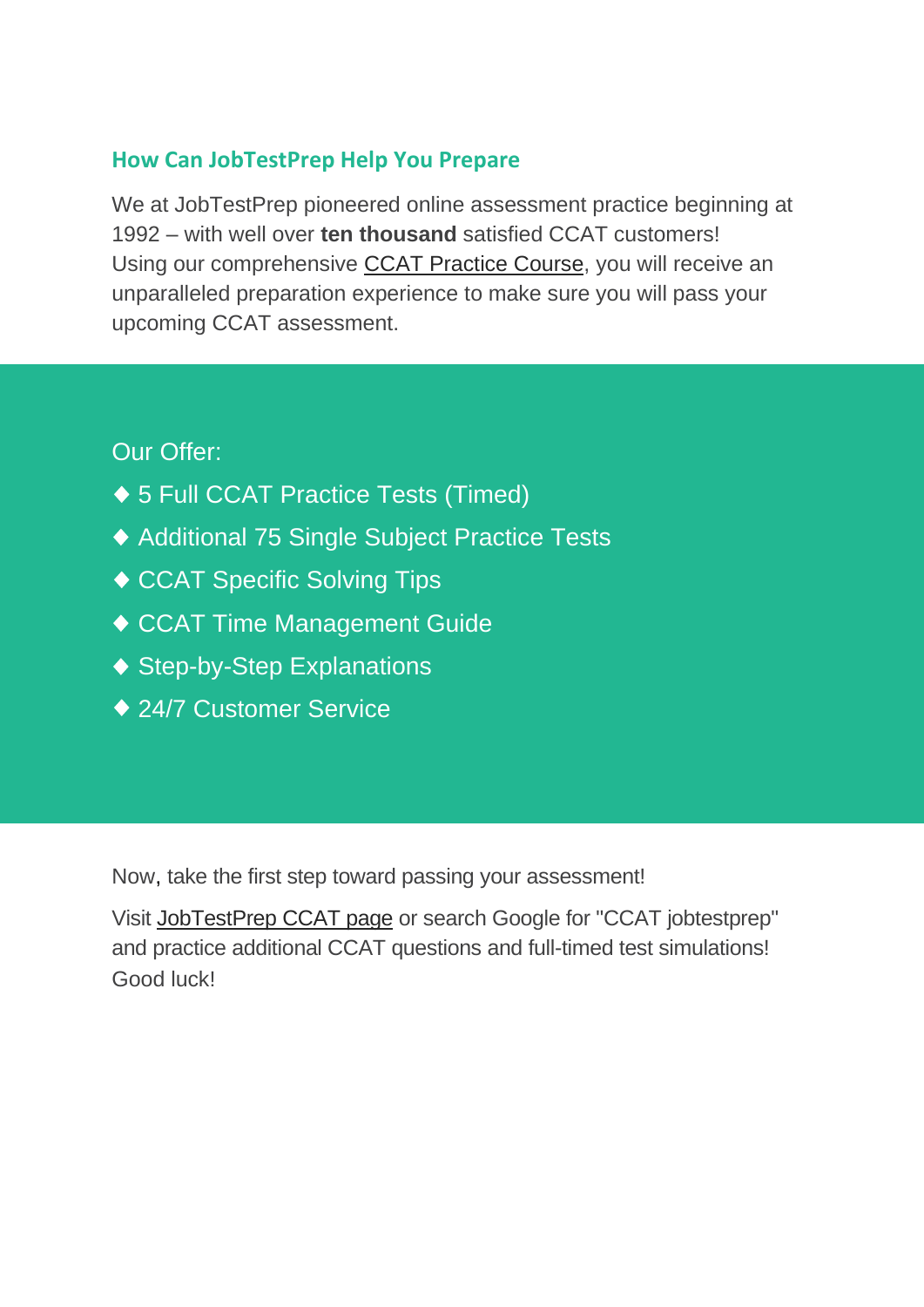## How Can JobTestPrep Help You Prepare

We at JobTestPrep pioneered online assessment practice beginning at 1992 – with well over **ten thousand** satisfied CCAT customers! Using our comprehensive CCAT Practice Course, you will receive an unparalleled preparation experience to make sure you will pass your upcoming CCAT assessment.

Our Offer:

- ◆ 5 Full CCAT Practice Tests (Timed)
- ◆ Additional 75 Single Subject Practice Tests
- ◆ CCAT Specific Solving Tips
- ◆ CCAT Time Management Guide
- ◆ Step-by-Step Explanations
- ◆ 24/7 Customer Service

Now, take the first step toward passing your assessment!

Visit JobTestPrep CCAT page or search Google for "CCAT jobtestprep" and practice additional CCAT questions and full-timed test simulations! Good luck!